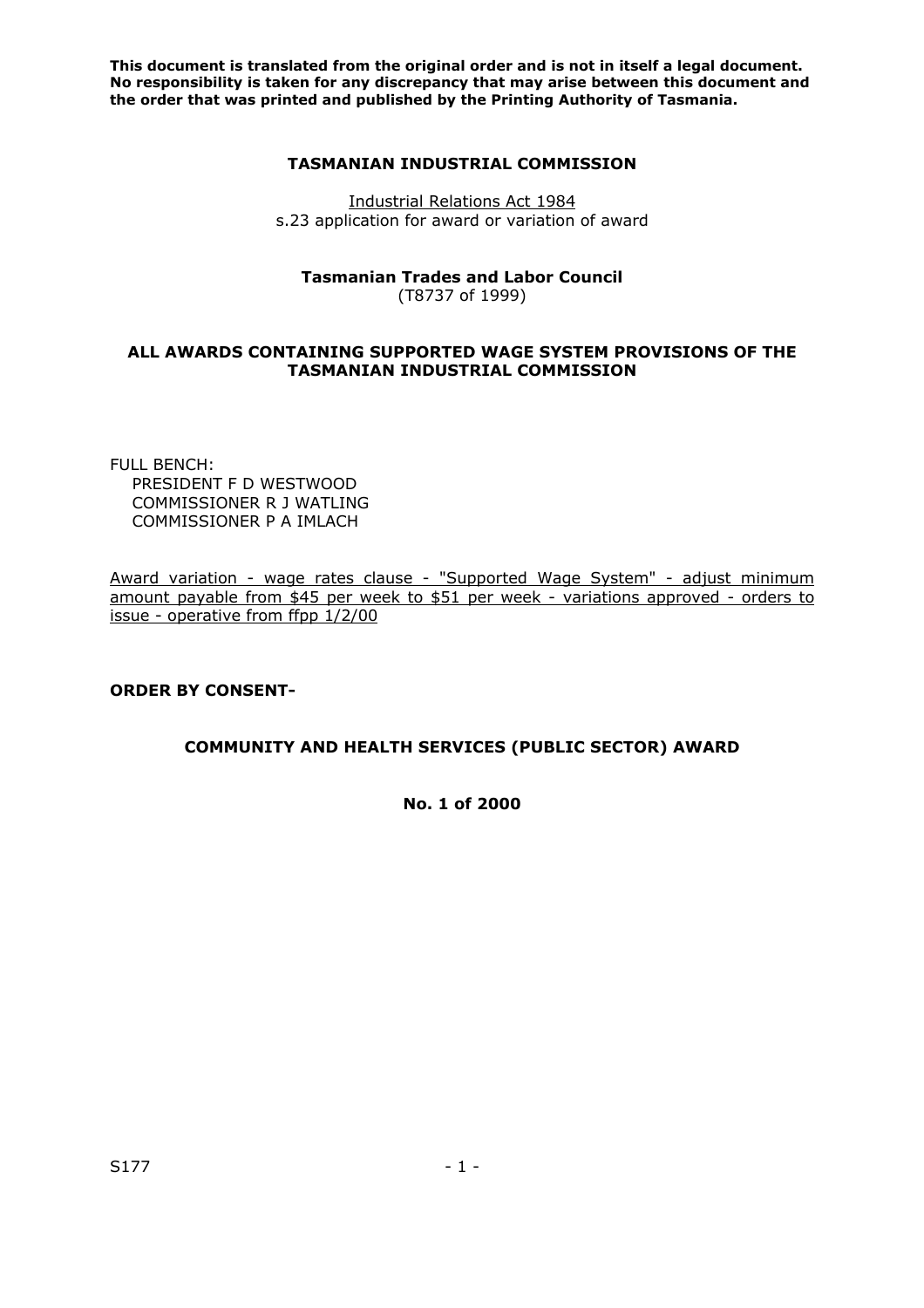**This document is translated from the original order and is not in itself a legal document. No responsibility is taken for any discrepancy that may arise between this document and the order that was printed and published by the Printing Authority of Tasmania.**

**TASMANIAN INDUSTRIAL COMMISSION**

Industrial Relations Act 1984
s.23 application for award or variation of award

**Tasmanian Trades and Labor Council**
(T8737 of 1999)

**ALL AWARDS CONTAINING SUPPORTED WAGE SYSTEM PROVISIONS OF THE TASMANIAN INDUSTRIAL COMMISSION**

FULL BENCH:
PRESIDENT F D WESTWOOD
COMMISSIONER R J WATLING
COMMISSIONER P A IMLACH

Award variation - wage rates clause - "Supported Wage System" - adjust minimum amount payable from $45 per week to $51 per week - variations approved - orders to issue - operative from ffpp 1/2/00

**ORDER BY CONSENT-**

**COMMUNITY AND HEALTH SERVICES (PUBLIC SECTOR) AWARD**

**No. 1 of 2000**

S177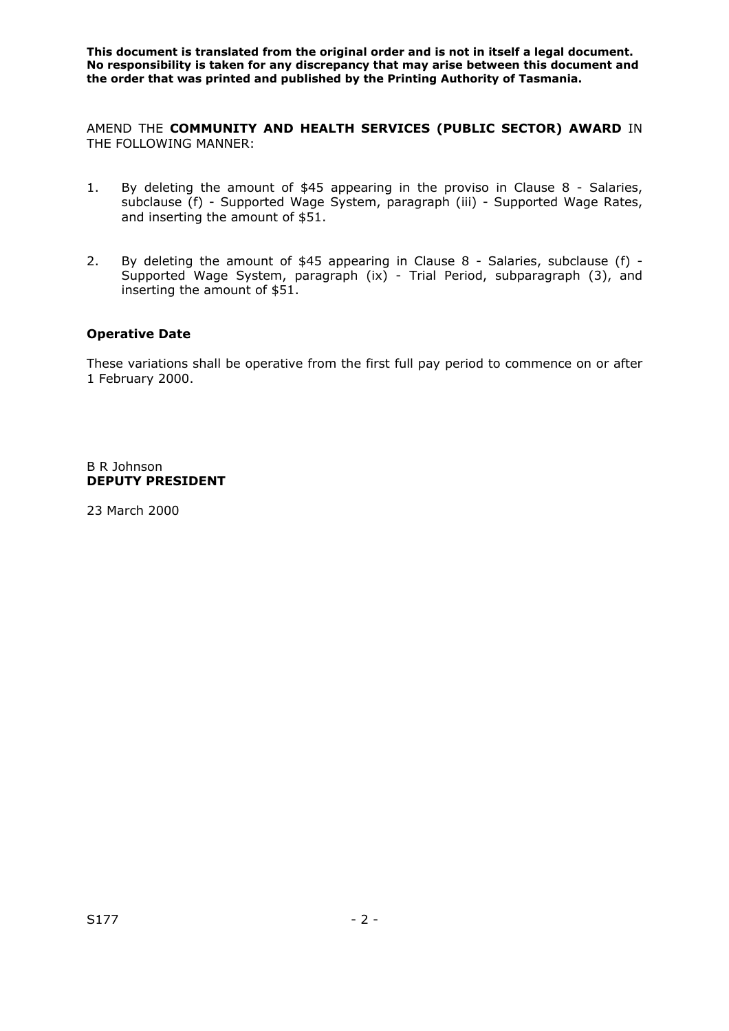**This document is translated from the original order and is not in itself a legal document. No responsibility is taken for any discrepancy that may arise between this document and the order that was printed and published by the Printing Authority of Tasmania.**

AMEND THE **COMMUNITY AND HEALTH SERVICES (PUBLIC SECTOR) AWARD** IN THE FOLLOWING MANNER:

1. By deleting the amount of $45 appearing in the proviso in Clause 8 - Salaries, subclause (f) - Supported Wage System, paragraph (iii) - Supported Wage Rates, and inserting the amount of $51.

2. By deleting the amount of $45 appearing in Clause 8 - Salaries, subclause (f) - Supported Wage System, paragraph (ix) - Trial Period, subparagraph (3), and inserting the amount of $51.

**Operative Date**

These variations shall be operative from the first full pay period to commence on or after 1 February 2000.

B R Johnson
**DEPUTY PRESIDENT**

23 March 2000

S177